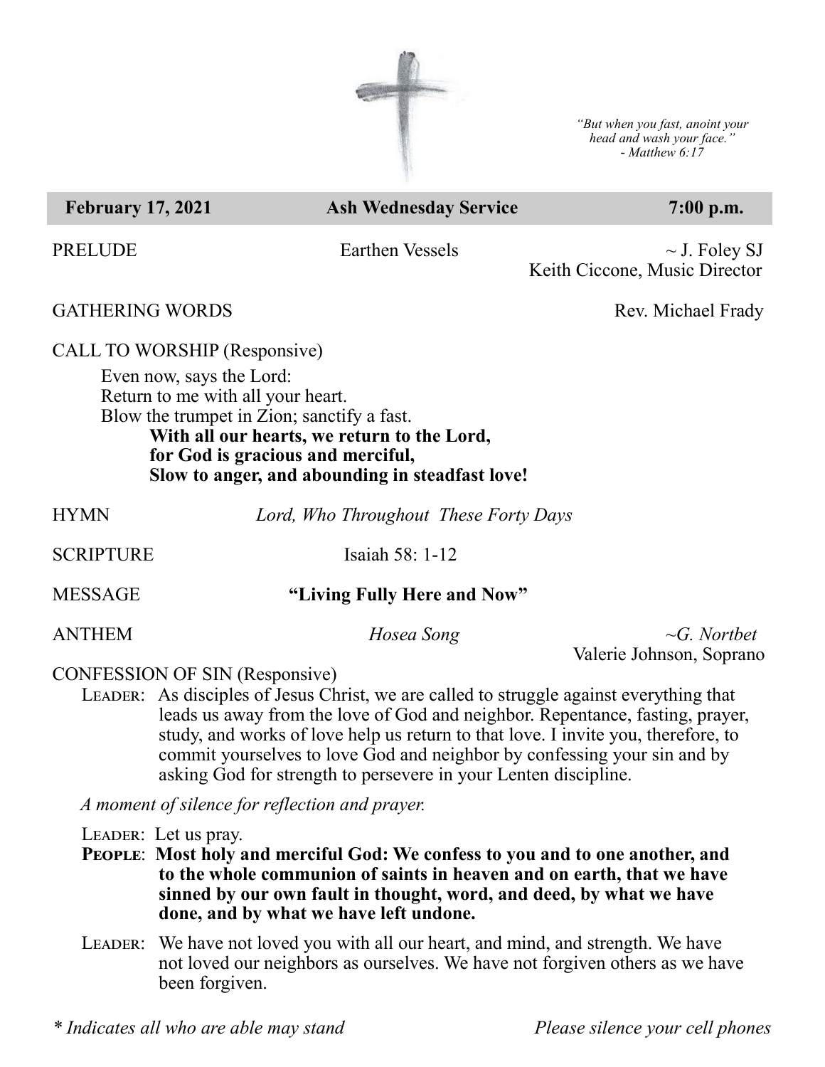*"But when you fast, anoint your head and wash your face."*
*- Matthew 6:17*

**February 17, 2021** | **Ash Wednesday Service** | **7:00 p.m.**

PRELUDE | Earthen Vessels | ~ J. Foley SJ
Keith Ciccone, Music Director

GATHERING WORDS | Rev. Michael Frady

CALL TO WORSHIP (Responsive)

Even now, says the Lord:
Return to me with all your heart.
Blow the trumpet in Zion; sanctify a fast.
**With all our hearts, we return to the Lord,**
**for God is gracious and merciful,**
**Slow to anger, and abounding in steadfast love!**

HYMN | *Lord, Who Throughout These Forty Days*

SCRIPTURE | Isaiah 58: 1-12

MESSAGE | **"Living Fully Here and Now"**

ANTHEM | *Hosea Song* | *~G. Nortbet*
Valerie Johnson, Soprano

CONFESSION OF SIN (Responsive)

LEADER: As disciples of Jesus Christ, we are called to struggle against everything that leads us away from the love of God and neighbor. Repentance, fasting, prayer, study, and works of love help us return to that love. I invite you, therefore, to commit yourselves to love God and neighbor by confessing your sin and by asking God for strength to persevere in your Lenten discipline.

*A moment of silence for reflection and prayer.*

LEADER: Let us pray.

**PEOPLE: Most holy and merciful God: We confess to you and to one another, and to the whole communion of saints in heaven and on earth, that we have sinned by our own fault in thought, word, and deed, by what we have done, and by what we have left undone.**

LEADER: We have not loved you with all our heart, and mind, and strength. We have not loved our neighbors as ourselves. We have not forgiven others as we have been forgiven.

*\* Indicates all who are able may stand* | *Please silence your cell phones*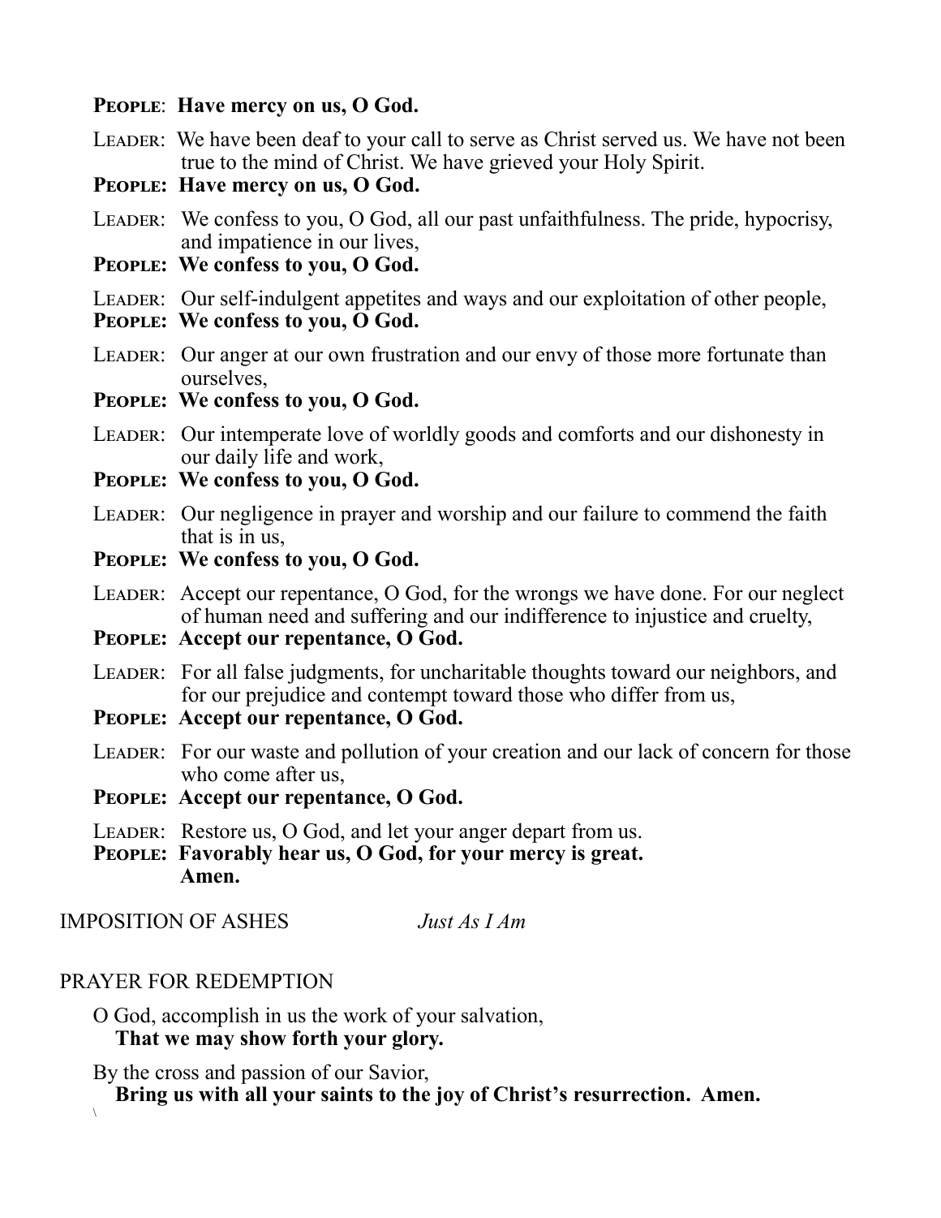**People**: **Have mercy on us, O God.**

Leader: We have been deaf to your call to serve as Christ served us. We have not been true to the mind of Christ. We have grieved your Holy Spirit.

**People: Have mercy on us, O God.**

Leader: We confess to you, O God, all our past unfaithfulness. The pride, hypocrisy, and impatience in our lives,

**People: We confess to you, O God.**

Leader: Our self-indulgent appetites and ways and our exploitation of other people,

**People: We confess to you, O God.**

Leader: Our anger at our own frustration and our envy of those more fortunate than ourselves,

**People: We confess to you, O God.**

Leader: Our intemperate love of worldly goods and comforts and our dishonesty in our daily life and work,

**People: We confess to you, O God.**

Leader: Our negligence in prayer and worship and our failure to commend the faith that is in us,

**People: We confess to you, O God.**

Leader: Accept our repentance, O God, for the wrongs we have done. For our neglect of human need and suffering and our indifference to injustice and cruelty,

**People: Accept our repentance, O God.**

Leader: For all false judgments, for uncharitable thoughts toward our neighbors, and for our prejudice and contempt toward those who differ from us,

**People: Accept our repentance, O God.**

Leader: For our waste and pollution of your creation and our lack of concern for those who come after us,

**People: Accept our repentance, O God.**

Leader: Restore us, O God, and let your anger depart from us.

**People: Favorably hear us, O God, for your mercy is great. Amen.**

IMPOSITION OF ASHES *Just As I Am*

PRAYER FOR REDEMPTION

O God, accomplish in us the work of your salvation,
**That we may show forth your glory.**

By the cross and passion of our Savior,
**Bring us with all your saints to the joy of Christ's resurrection. Amen.**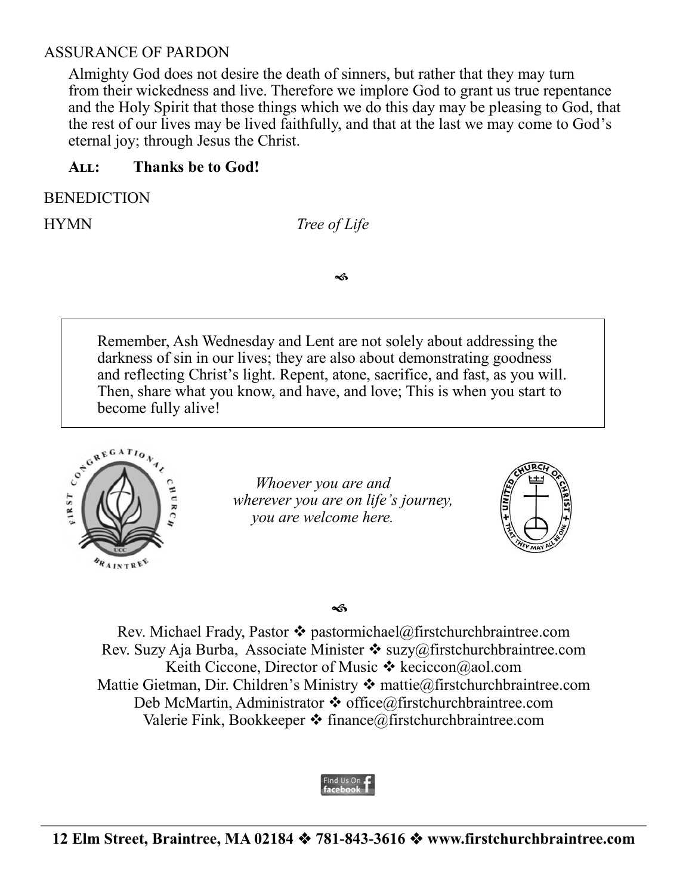ASSURANCE OF PARDON

Almighty God does not desire the death of sinners, but rather that they may turn from their wickedness and live. Therefore we implore God to grant us true repentance and the Holy Spirit that those things which we do this day may be pleasing to God, that the rest of our lives may be lived faithfully, and that at the last we may come to God's eternal joy; through Jesus the Christ.

**ALL: Thanks be to God!**

BENEDICTION

HYMN *Tree of Life*

Remember, Ash Wednesday and Lent are not solely about addressing the darkness of sin in our lives; they are also about demonstrating goodness and reflecting Christ's light. Repent, atone, sacrifice, and fast, as you will. Then, share what you know, and have, and love; This is when you start to become fully alive!

FIRST CONGREGATIONAL CHURCH UCC BRAINTREE

*Whoever you are and wherever you are on life's journey, you are welcome here.*

UNITED CHURCH OF CHRIST THAT THEY MAY ALL BE ONE

Rev. Michael Frady, Pastor ❖ pastormichael@firstchurchbraintree.com
Rev. Suzy Aja Burba, Associate Minister ❖ suzy@firstchurchbraintree.com
Keith Ciccone, Director of Music ❖ keciccon@aol.com
Mattie Gietman, Dir. Children's Ministry ❖ mattie@firstchurchbraintree.com
Deb McMartin, Administrator ❖ office@firstchurchbraintree.com
Valerie Fink, Bookkeeper ❖ finance@firstchurchbraintree.com

Find Us On facebook

**12 Elm Street, Braintree, MA 02184 ❖ 781-843-3616 ❖ www.firstchurchbraintree.com**